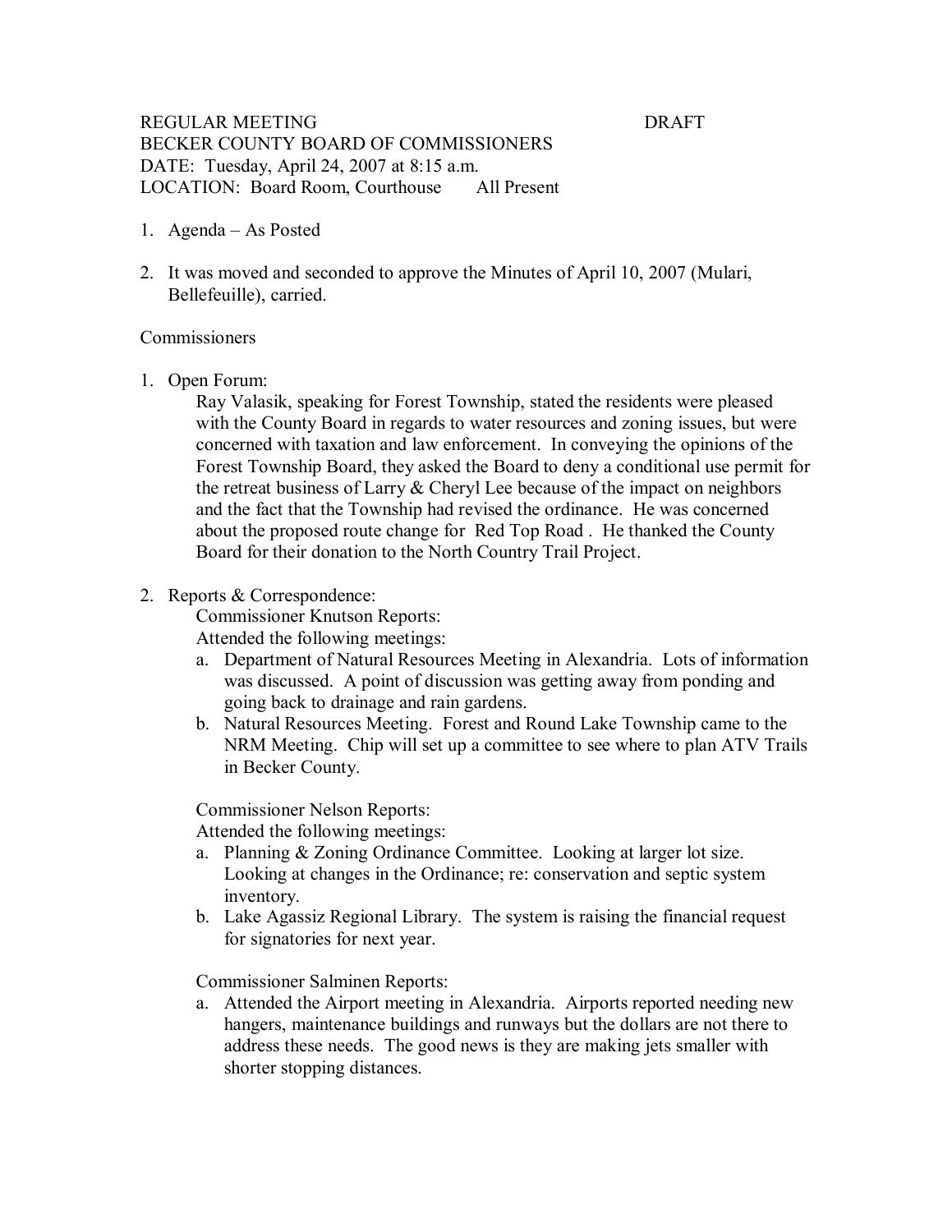REGULAR MEETING DRAFT
BECKER COUNTY BOARD OF COMMISSIONERS
DATE: Tuesday, April 24, 2007 at 8:15 a.m.
LOCATION: Board Room, Courthouse All Present

1. Agenda – As Posted

2. It was moved and seconded to approve the Minutes of April 10, 2007 (Mulari, Bellefeuille), carried.

Commissioners

1. Open Forum:

   Ray Valasik, speaking for Forest Township, stated the residents were pleased with the County Board in regards to water resources and zoning issues, but were concerned with taxation and law enforcement. In conveying the opinions of the Forest Township Board, they asked the Board to deny a conditional use permit for the retreat business of Larry & Cheryl Lee because of the impact on neighbors and the fact that the Township had revised the ordinance. He was concerned about the proposed route change for Red Top Road . He thanked the County Board for their donation to the North Country Trail Project.

2. Reports & Correspondence:

   Commissioner Knutson Reports:

   Attended the following meetings:

   a. Department of Natural Resources Meeting in Alexandria. Lots of information was discussed. A point of discussion was getting away from ponding and going back to drainage and rain gardens.
   b. Natural Resources Meeting. Forest and Round Lake Township came to the NRM Meeting. Chip will set up a committee to see where to plan ATV Trails in Becker County.

   Commissioner Nelson Reports:

   Attended the following meetings:

   a. Planning & Zoning Ordinance Committee. Looking at larger lot size. Looking at changes in the Ordinance; re: conservation and septic system inventory.
   b. Lake Agassiz Regional Library. The system is raising the financial request for signatories for next year.

   Commissioner Salminen Reports:

   a. Attended the Airport meeting in Alexandria. Airports reported needing new hangers, maintenance buildings and runways but the dollars are not there to address these needs. The good news is they are making jets smaller with shorter stopping distances.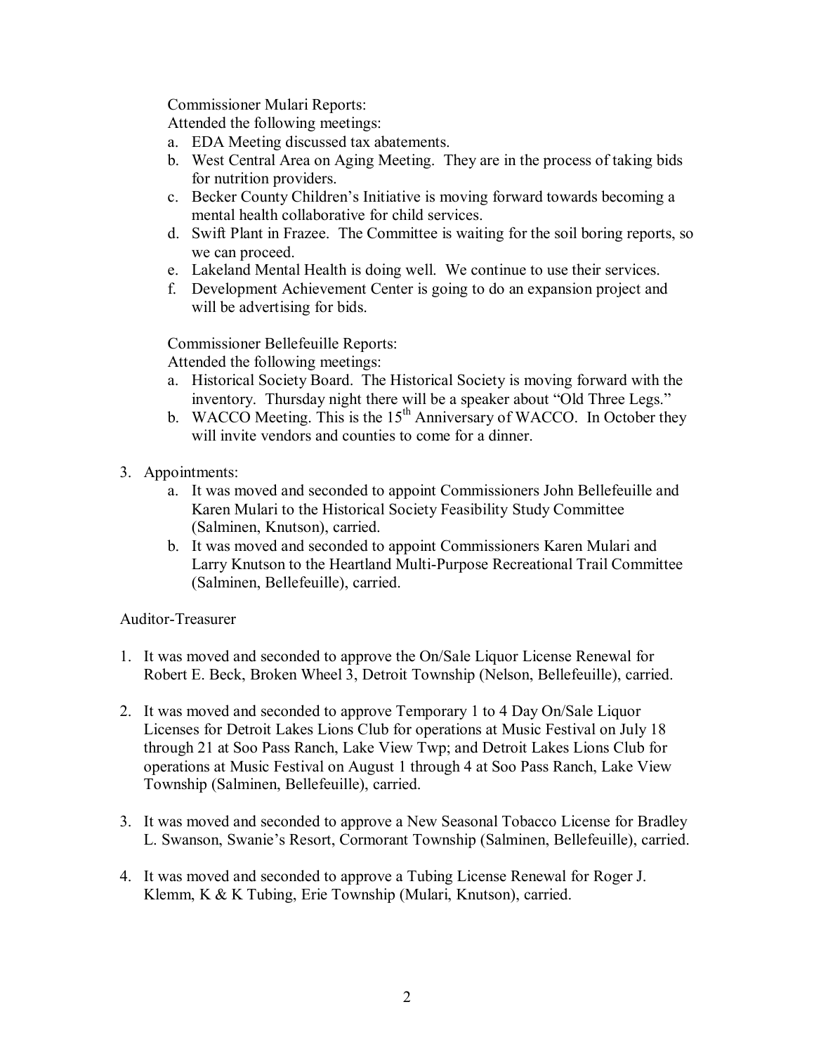Commissioner Mulari Reports:

Attended the following meetings:

a. EDA Meeting discussed tax abatements.
b. West Central Area on Aging Meeting. They are in the process of taking bids for nutrition providers.
c. Becker County Children's Initiative is moving forward towards becoming a mental health collaborative for child services.
d. Swift Plant in Frazee. The Committee is waiting for the soil boring reports, so we can proceed.
e. Lakeland Mental Health is doing well. We continue to use their services.
f. Development Achievement Center is going to do an expansion project and will be advertising for bids.

Commissioner Bellefeuille Reports:

Attended the following meetings:

a. Historical Society Board. The Historical Society is moving forward with the inventory. Thursday night there will be a speaker about "Old Three Legs."
b. WACCO Meeting. This is the 15th Anniversary of WACCO. In October they will invite vendors and counties to come for a dinner.

3. Appointments:
   a. It was moved and seconded to appoint Commissioners John Bellefeuille and Karen Mulari to the Historical Society Feasibility Study Committee (Salminen, Knutson), carried.
   b. It was moved and seconded to appoint Commissioners Karen Mulari and Larry Knutson to the Heartland Multi-Purpose Recreational Trail Committee (Salminen, Bellefeuille), carried.

Auditor-Treasurer

1. It was moved and seconded to approve the On/Sale Liquor License Renewal for Robert E. Beck, Broken Wheel 3, Detroit Township (Nelson, Bellefeuille), carried.

2. It was moved and seconded to approve Temporary 1 to 4 Day On/Sale Liquor Licenses for Detroit Lakes Lions Club for operations at Music Festival on July 18 through 21 at Soo Pass Ranch, Lake View Twp; and Detroit Lakes Lions Club for operations at Music Festival on August 1 through 4 at Soo Pass Ranch, Lake View Township (Salminen, Bellefeuille), carried.

3. It was moved and seconded to approve a New Seasonal Tobacco License for Bradley L. Swanson, Swanie's Resort, Cormorant Township (Salminen, Bellefeuille), carried.

4. It was moved and seconded to approve a Tubing License Renewal for Roger J. Klemm, K & K Tubing, Erie Township (Mulari, Knutson), carried.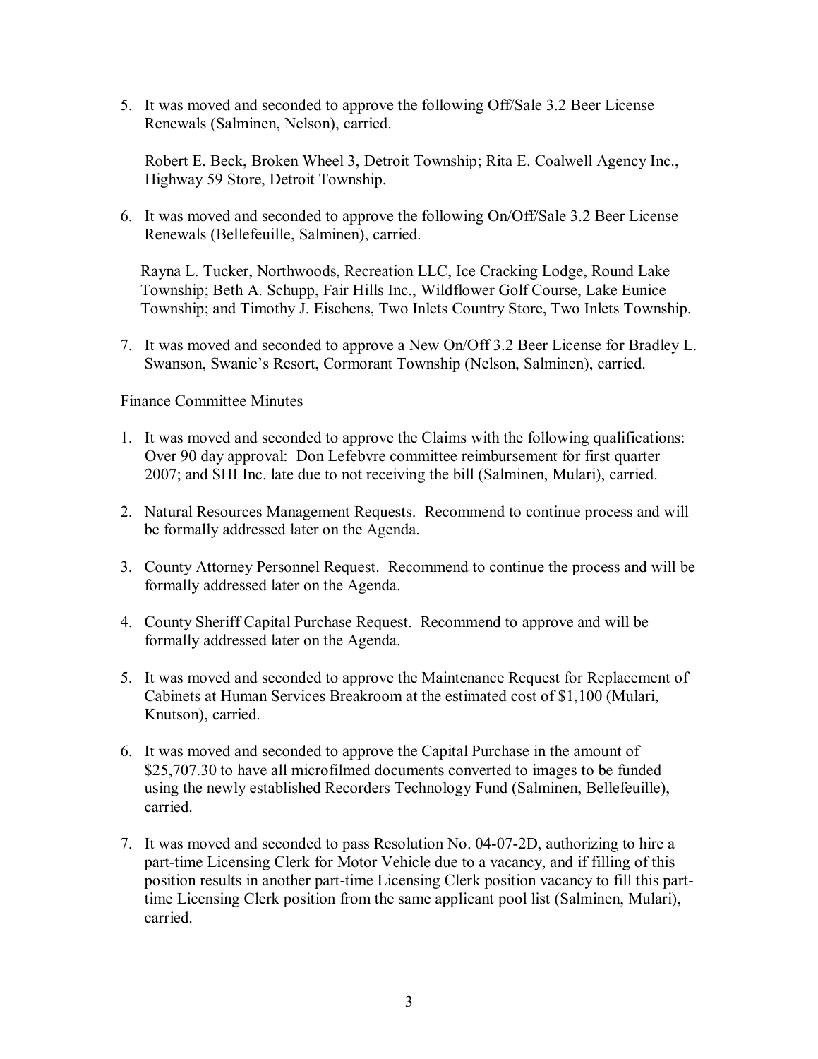5. It was moved and seconded to approve the following Off/Sale 3.2 Beer License Renewals (Salminen, Nelson), carried.

   Robert E. Beck, Broken Wheel 3, Detroit Township; Rita E. Coalwell Agency Inc., Highway 59 Store, Detroit Township.

6. It was moved and seconded to approve the following On/Off/Sale 3.2 Beer License Renewals (Bellefeuille, Salminen), carried.

   Rayna L. Tucker, Northwoods, Recreation LLC, Ice Cracking Lodge, Round Lake Township; Beth A. Schupp, Fair Hills Inc., Wildflower Golf Course, Lake Eunice Township; and Timothy J. Eischens, Two Inlets Country Store, Two Inlets Township.

7. It was moved and seconded to approve a New On/Off 3.2 Beer License for Bradley L. Swanson, Swanie's Resort, Cormorant Township (Nelson, Salminen), carried.

Finance Committee Minutes

1. It was moved and seconded to approve the Claims with the following qualifications: Over 90 day approval: Don Lefebvre committee reimbursement for first quarter 2007; and SHI Inc. late due to not receiving the bill (Salminen, Mulari), carried.

2. Natural Resources Management Requests. Recommend to continue process and will be formally addressed later on the Agenda.

3. County Attorney Personnel Request. Recommend to continue the process and will be formally addressed later on the Agenda.

4. County Sheriff Capital Purchase Request. Recommend to approve and will be formally addressed later on the Agenda.

5. It was moved and seconded to approve the Maintenance Request for Replacement of Cabinets at Human Services Breakroom at the estimated cost of $1,100 (Mulari, Knutson), carried.

6. It was moved and seconded to approve the Capital Purchase in the amount of $25,707.30 to have all microfilmed documents converted to images to be funded using the newly established Recorders Technology Fund (Salminen, Bellefeuille), carried.

7. It was moved and seconded to pass Resolution No. 04-07-2D, authorizing to hire a part-time Licensing Clerk for Motor Vehicle due to a vacancy, and if filling of this position results in another part-time Licensing Clerk position vacancy to fill this part-time Licensing Clerk position from the same applicant pool list (Salminen, Mulari), carried.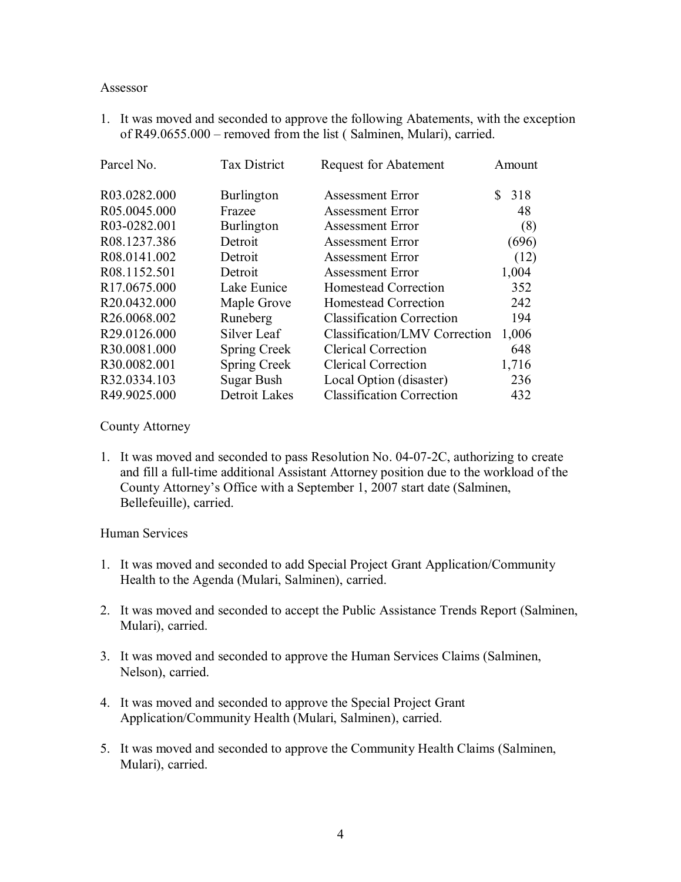Assessor

1. It was moved and seconded to approve the following Abatements, with the exception of R49.0655.000 – removed from the list ( Salminen, Mulari), carried.

| Parcel No. | Tax District | Request for Abatement | Amount |
|---|---|---|---|
| R03.0282.000 | Burlington | Assessment Error | $ 318 |
| R05.0045.000 | Frazee | Assessment Error | 48 |
| R03-0282.001 | Burlington | Assessment Error | (8) |
| R08.1237.386 | Detroit | Assessment Error | (696) |
| R08.0141.002 | Detroit | Assessment Error | (12) |
| R08.1152.501 | Detroit | Assessment Error | 1,004 |
| R17.0675.000 | Lake Eunice | Homestead Correction | 352 |
| R20.0432.000 | Maple Grove | Homestead Correction | 242 |
| R26.0068.002 | Runeberg | Classification Correction | 194 |
| R29.0126.000 | Silver Leaf | Classification/LMV Correction | 1,006 |
| R30.0081.000 | Spring Creek | Clerical Correction | 648 |
| R30.0082.001 | Spring Creek | Clerical Correction | 1,716 |
| R32.0334.103 | Sugar Bush | Local Option (disaster) | 236 |
| R49.9025.000 | Detroit Lakes | Classification Correction | 432 |

County Attorney

1. It was moved and seconded to pass Resolution No. 04-07-2C, authorizing to create and fill a full-time additional Assistant Attorney position due to the workload of the County Attorney's Office with a September 1, 2007 start date (Salminen, Bellefeuille), carried.

Human Services

1. It was moved and seconded to add Special Project Grant Application/Community Health to the Agenda (Mulari, Salminen), carried.

2. It was moved and seconded to accept the Public Assistance Trends Report (Salminen, Mulari), carried.

3. It was moved and seconded to approve the Human Services Claims (Salminen, Nelson), carried.

4. It was moved and seconded to approve the Special Project Grant Application/Community Health (Mulari, Salminen), carried.

5. It was moved and seconded to approve the Community Health Claims (Salminen, Mulari), carried.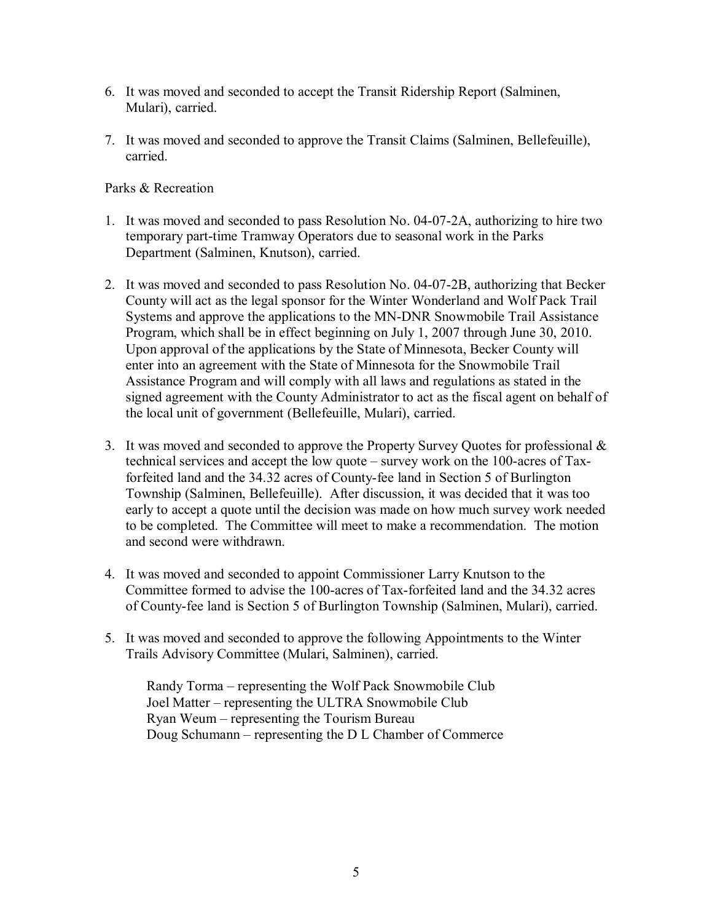6. It was moved and seconded to accept the Transit Ridership Report (Salminen, Mulari), carried.

7. It was moved and seconded to approve the Transit Claims (Salminen, Bellefeuille), carried.

Parks & Recreation

1. It was moved and seconded to pass Resolution No. 04-07-2A, authorizing to hire two temporary part-time Tramway Operators due to seasonal work in the Parks Department (Salminen, Knutson), carried.

2. It was moved and seconded to pass Resolution No. 04-07-2B, authorizing that Becker County will act as the legal sponsor for the Winter Wonderland and Wolf Pack Trail Systems and approve the applications to the MN-DNR Snowmobile Trail Assistance Program, which shall be in effect beginning on July 1, 2007 through June 30, 2010. Upon approval of the applications by the State of Minnesota, Becker County will enter into an agreement with the State of Minnesota for the Snowmobile Trail Assistance Program and will comply with all laws and regulations as stated in the signed agreement with the County Administrator to act as the fiscal agent on behalf of the local unit of government (Bellefeuille, Mulari), carried.

3. It was moved and seconded to approve the Property Survey Quotes for professional & technical services and accept the low quote – survey work on the 100-acres of Tax-forfeited land and the 34.32 acres of County-fee land in Section 5 of Burlington Township (Salminen, Bellefeuille). After discussion, it was decided that it was too early to accept a quote until the decision was made on how much survey work needed to be completed. The Committee will meet to make a recommendation. The motion and second were withdrawn.

4. It was moved and seconded to appoint Commissioner Larry Knutson to the Committee formed to advise the 100-acres of Tax-forfeited land and the 34.32 acres of County-fee land is Section 5 of Burlington Township (Salminen, Mulari), carried.

5. It was moved and seconded to approve the following Appointments to the Winter Trails Advisory Committee (Mulari, Salminen), carried.

   Randy Torma – representing the Wolf Pack Snowmobile Club
   Joel Matter – representing the ULTRA Snowmobile Club
   Ryan Weum – representing the Tourism Bureau
   Doug Schumann – representing the D L Chamber of Commerce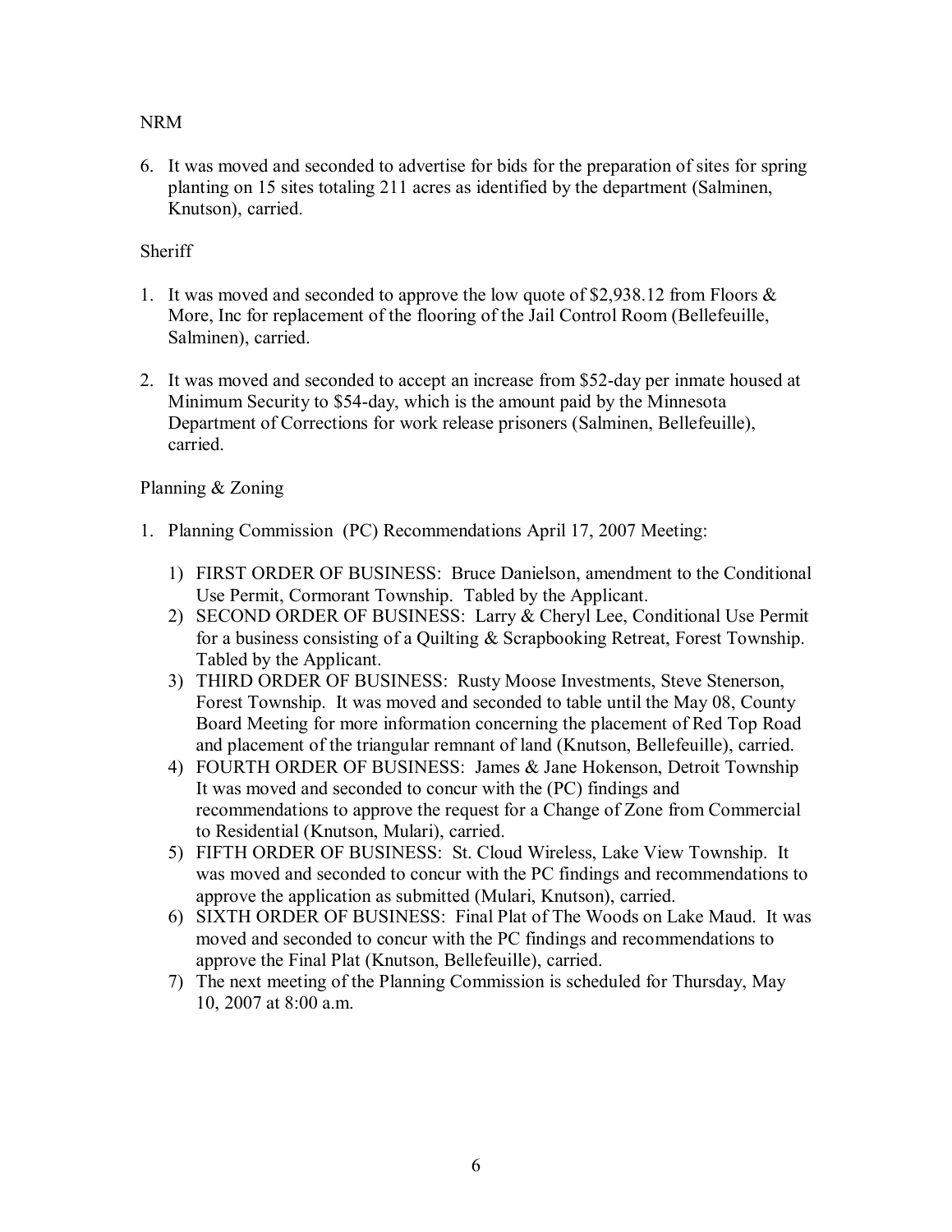NRM

6. It was moved and seconded to advertise for bids for the preparation of sites for spring planting on 15 sites totaling 211 acres as identified by the department (Salminen, Knutson), carried.

Sheriff

1. It was moved and seconded to approve the low quote of $2,938.12 from Floors & More, Inc for replacement of the flooring of the Jail Control Room (Bellefeuille, Salminen), carried.

2. It was moved and seconded to accept an increase from $52-day per inmate housed at Minimum Security to $54-day, which is the amount paid by the Minnesota Department of Corrections for work release prisoners (Salminen, Bellefeuille), carried.

Planning & Zoning

1. Planning Commission (PC) Recommendations April 17, 2007 Meeting:

   1) FIRST ORDER OF BUSINESS: Bruce Danielson, amendment to the Conditional Use Permit, Cormorant Township. Tabled by the Applicant.
   2) SECOND ORDER OF BUSINESS: Larry & Cheryl Lee, Conditional Use Permit for a business consisting of a Quilting & Scrapbooking Retreat, Forest Township. Tabled by the Applicant.
   3) THIRD ORDER OF BUSINESS: Rusty Moose Investments, Steve Stenerson, Forest Township. It was moved and seconded to table until the May 08, County Board Meeting for more information concerning the placement of Red Top Road and placement of the triangular remnant of land (Knutson, Bellefeuille), carried.
   4) FOURTH ORDER OF BUSINESS: James & Jane Hokenson, Detroit Township It was moved and seconded to concur with the (PC) findings and recommendations to approve the request for a Change of Zone from Commercial to Residential (Knutson, Mulari), carried.
   5) FIFTH ORDER OF BUSINESS: St. Cloud Wireless, Lake View Township. It was moved and seconded to concur with the PC findings and recommendations to approve the application as submitted (Mulari, Knutson), carried.
   6) SIXTH ORDER OF BUSINESS: Final Plat of The Woods on Lake Maud. It was moved and seconded to concur with the PC findings and recommendations to approve the Final Plat (Knutson, Bellefeuille), carried.
   7) The next meeting of the Planning Commission is scheduled for Thursday, May 10, 2007 at 8:00 a.m.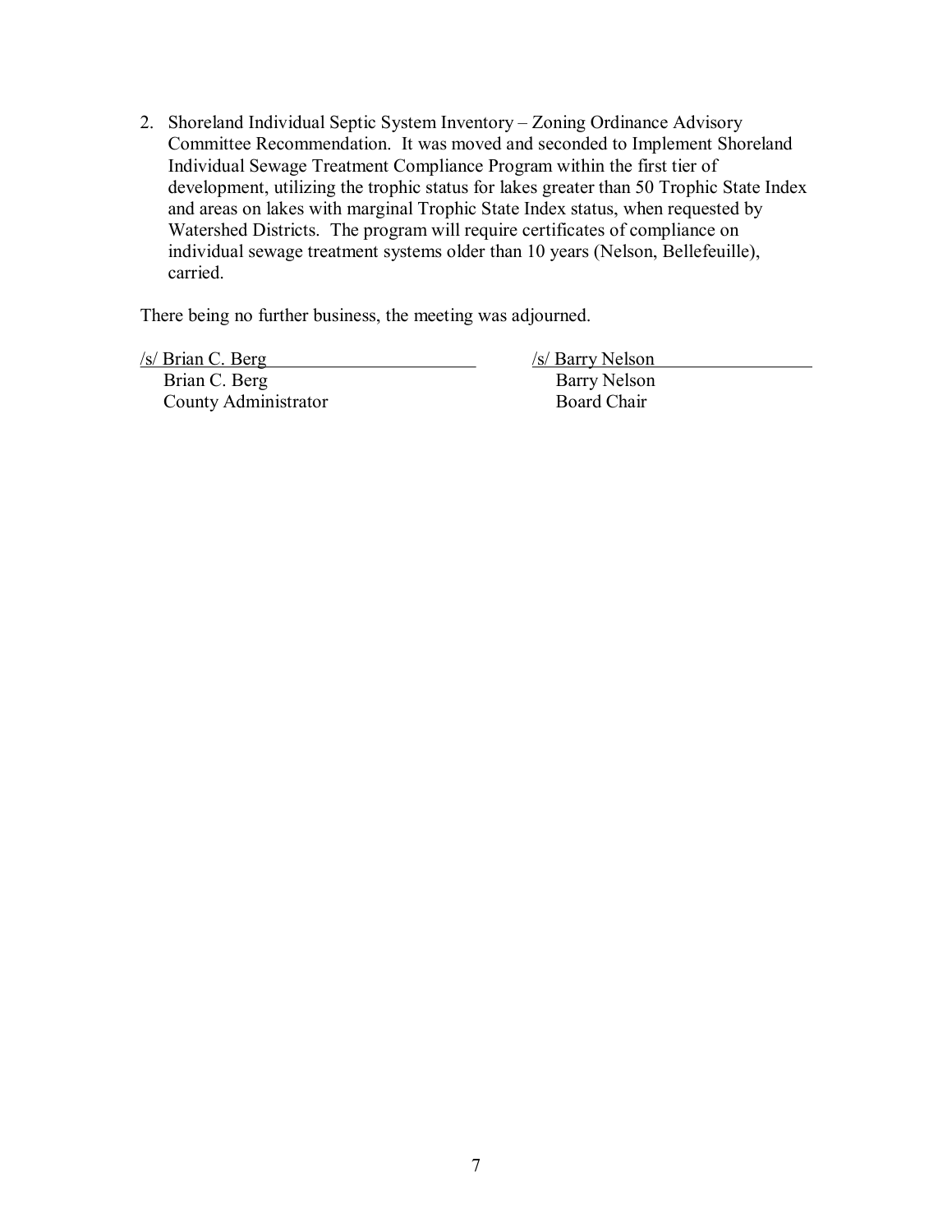2. Shoreland Individual Septic System Inventory – Zoning Ordinance Advisory Committee Recommendation. It was moved and seconded to Implement Shoreland Individual Sewage Treatment Compliance Program within the first tier of development, utilizing the trophic status for lakes greater than 50 Trophic State Index and areas on lakes with marginal Trophic State Index status, when requested by Watershed Districts. The program will require certificates of compliance on individual sewage treatment systems older than 10 years (Nelson, Bellefeuille), carried.

There being no further business, the meeting was adjourned.

| | |
|---|---|
| /s/ Brian C. Berg | /s/ Barry Nelson |
| Brian C. Berg | Barry Nelson |
| County Administrator | Board Chair |